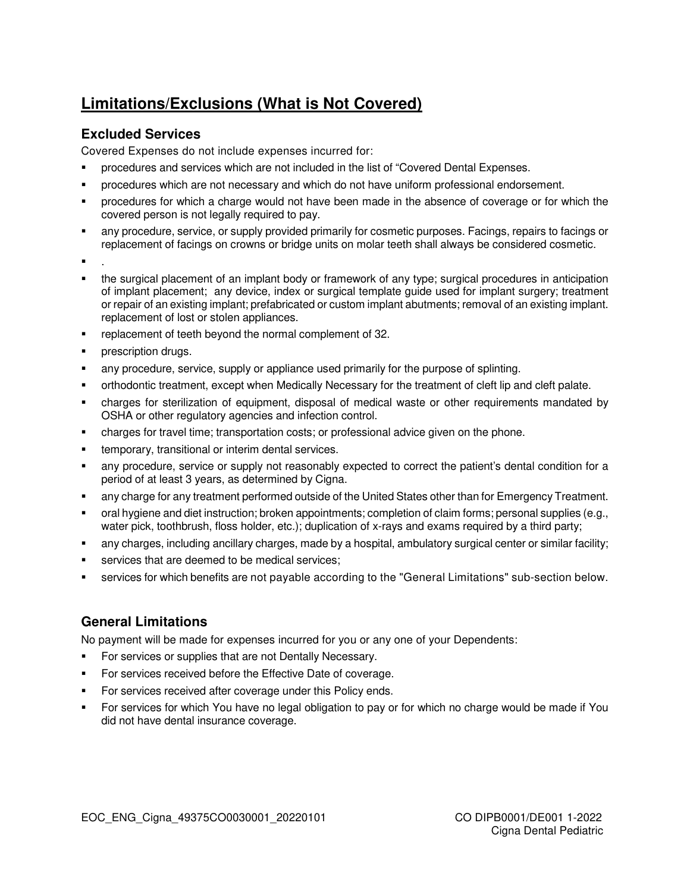# **Limitations/Exclusions (What is Not Covered)**

## Excluded Services

Covered Expenses do not include expenses incurred for:

- procedures and services which are not included in the list of "Covered Dental Expenses.
- procedures which are not necessary and which do not have uniform professional endorsement.
- procedures for which a charge would not have been made in the absence of coverage or for which the covered person is not legally required to pay.
- any procedure, service, or supply provided primarily for cosmetic purposes. Facings, repairs to facings or replacement of facings on crowns or bridge units on molar teeth shall always be considered cosmetic.
- .
- the surgical placement of an implant body or framework of any type; surgical procedures in anticipation of implant placement; any device, index or surgical template guide used for implant surgery; treatment or repair of an existing implant; prefabricated or custom implant abutments; removal of an existing implant. replacement of lost or stolen appliances.
- replacement of teeth beyond the normal complement of 32.
- prescription drugs.
- any procedure, service, supply or appliance used primarily for the purpose of splinting.
- orthodontic treatment, except when Medically Necessary for the treatment of cleft lip and cleft palate.
- charges for sterilization of equipment, disposal of medical waste or other requirements mandated by OSHA or other regulatory agencies and infection control.
- charges for travel time; transportation costs; or professional advice given on the phone.
- temporary, transitional or interim dental services.
- any procedure, service or supply not reasonably expected to correct the patient's dental condition for a period of at least 3 years, as determined by Cigna.
- any charge for any treatment performed outside of the United States other than for Emergency Treatment.
- oral hygiene and diet instruction; broken appointments; completion of claim forms; personal supplies (e.g., water pick, toothbrush, floss holder, etc.); duplication of x-rays and exams required by a third party;
- any charges, including ancillary charges, made by a hospital, ambulatory surgical center or similar facility;
- services that are deemed to be medical services;
- services for which benefits are not payable according to the "General Limitations" sub-section below.

## General Limitations

No payment will be made for expenses incurred for you or any one of your Dependents:

- For services or supplies that are not Dentally Necessary.
- For services received before the Effective Date of coverage.
- For services received after coverage under this Policy ends.
- For services for which You have no legal obligation to pay or for which no charge would be made if You did not have dental insurance coverage.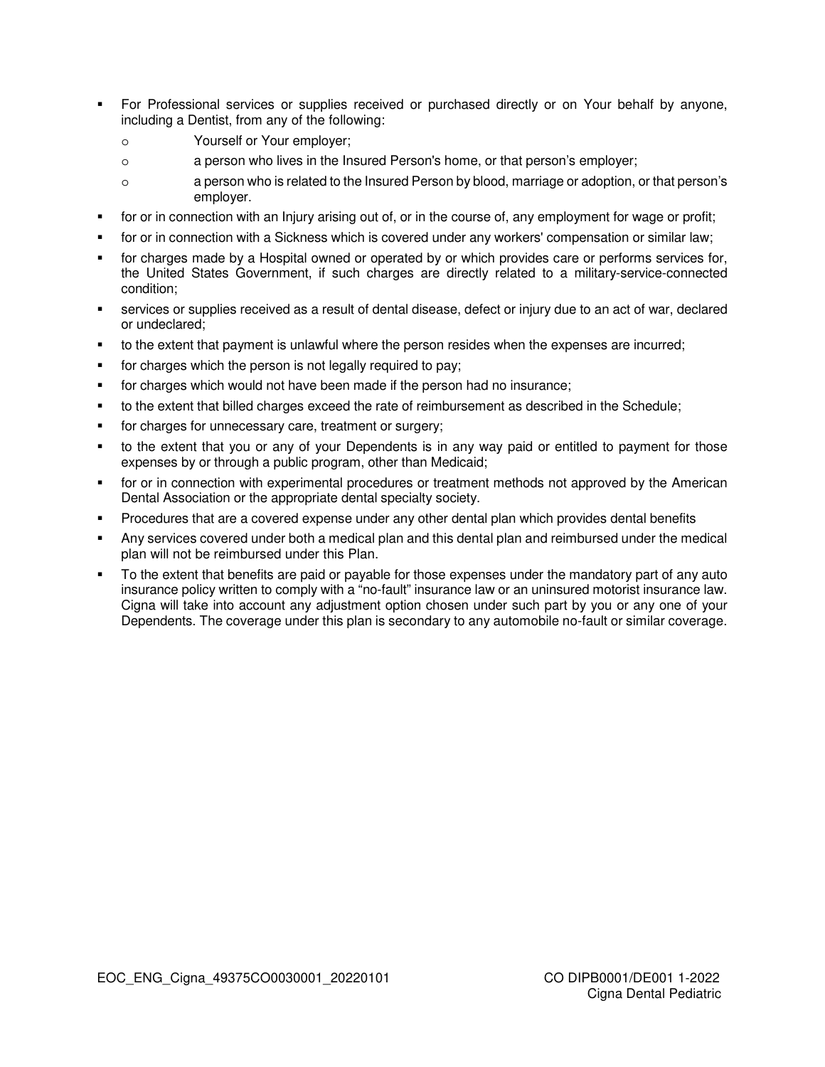- For Professional services or supplies received or purchased directly or on Your behalf by anyone, including a Dentist, from any of the following:
  - Yourself or Your employer;
  - a person who lives in the Insured Person's home, or that person's employer;
  - a person who is related to the Insured Person by blood, marriage or adoption, or that person's employer.
- for or in connection with an Injury arising out of, or in the course of, any employment for wage or profit;
- for or in connection with a Sickness which is covered under any workers' compensation or similar law;
- for charges made by a Hospital owned or operated by or which provides care or performs services for, the United States Government, if such charges are directly related to a military-service-connected condition;
- services or supplies received as a result of dental disease, defect or injury due to an act of war, declared or undeclared;
- to the extent that payment is unlawful where the person resides when the expenses are incurred;
- for charges which the person is not legally required to pay;
- for charges which would not have been made if the person had no insurance;
- to the extent that billed charges exceed the rate of reimbursement as described in the Schedule;
- for charges for unnecessary care, treatment or surgery;
- to the extent that you or any of your Dependents is in any way paid or entitled to payment for those expenses by or through a public program, other than Medicaid;
- for or in connection with experimental procedures or treatment methods not approved by the American Dental Association or the appropriate dental specialty society.
- Procedures that are a covered expense under any other dental plan which provides dental benefits
- Any services covered under both a medical plan and this dental plan and reimbursed under the medical plan will not be reimbursed under this Plan.
- To the extent that benefits are paid or payable for those expenses under the mandatory part of any auto insurance policy written to comply with a "no-fault" insurance law or an uninsured motorist insurance law. Cigna will take into account any adjustment option chosen under such part by you or any one of your Dependents. The coverage under this plan is secondary to any automobile no-fault or similar coverage.